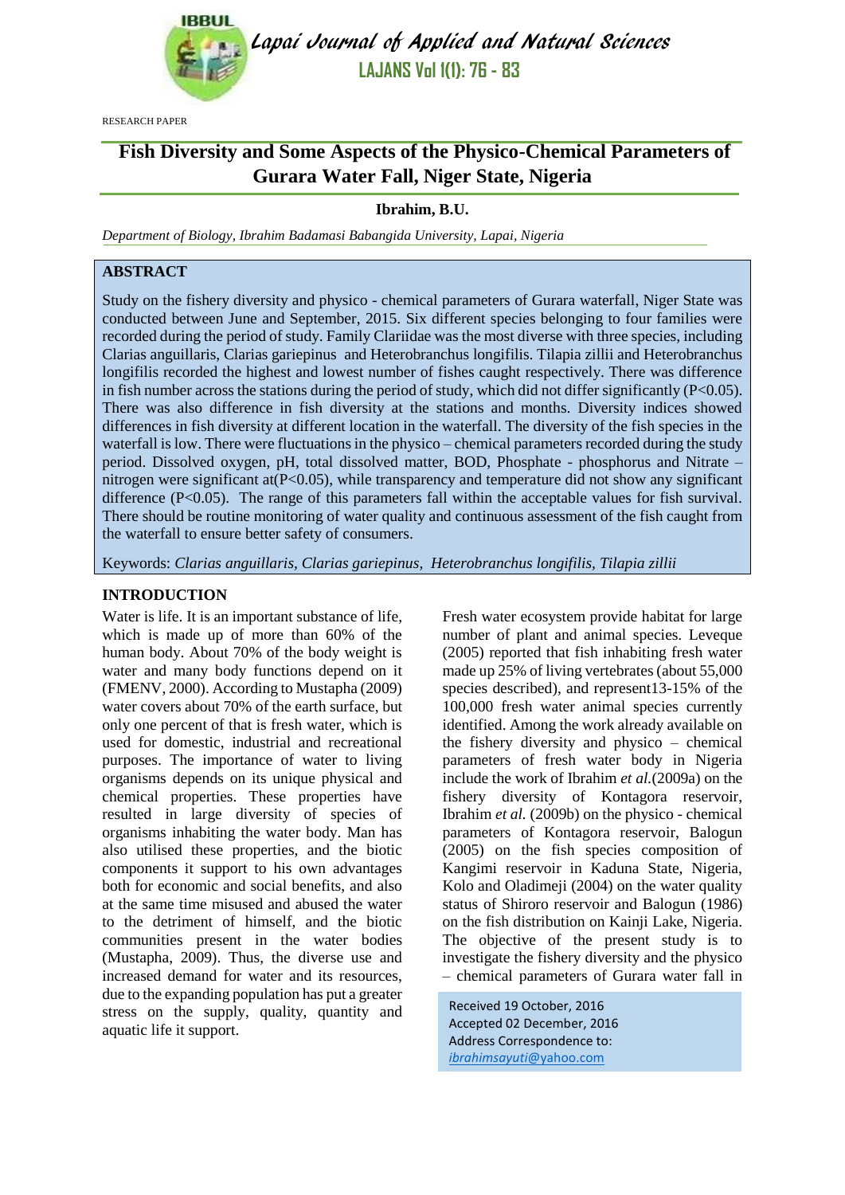RESEARCH PAPER

# Fish Diversity and Some Aspects of the Physico-Chemical Parameters of Gurara Water Fall, Niger State, Nigeria

**Ibrahim, B.U.**

*Department of Biology, Ibrahim Badamasi Babangida University, Lapai, Nigeria*

## ABSTRACT

Study on the fishery diversity and physico - chemical parameters of Gurara waterfall, Niger State was conducted between June and September, 2015. Six different species belonging to four families were recorded during the period of study. Family Clariidae was the most diverse with three species, including Clarias anguillaris, Clarias gariepinus and Heterobranchus longifilis. Tilapia zillii and Heterobranchus longifilis recorded the highest and lowest number of fishes caught respectively. There was difference in fish number across the stations during the period of study, which did not differ significantly ($P<0.05$). There was also difference in fish diversity at the stations and months. Diversity indices showed differences in fish diversity at different location in the waterfall. The diversity of the fish species in the waterfall is low. There were fluctuations in the physico – chemical parameters recorded during the study period. Dissolved oxygen, pH, total dissolved matter, BOD, Phosphate - phosphorus and Nitrate – nitrogen were significant at($P<0.05$), while transparency and temperature did not show any significant difference ($P<0.05$). The range of this parameters fall within the acceptable values for fish survival. There should be routine monitoring of water quality and continuous assessment of the fish caught from the waterfall to ensure better safety of consumers.

Keywords: *Clarias anguillaris, Clarias gariepinus, Heterobranchus longifilis, Tilapia zillii*

## INTRODUCTION

Water is life. It is an important substance of life, which is made up of more than 60% of the human body. About 70% of the body weight is water and many body functions depend on it (FMENV, 2000). According to Mustapha (2009) water covers about 70% of the earth surface, but only one percent of that is fresh water, which is used for domestic, industrial and recreational purposes. The importance of water to living organisms depends on its unique physical and chemical properties. These properties have resulted in large diversity of species of organisms inhabiting the water body. Man has also utilised these properties, and the biotic components it support to his own advantages both for economic and social benefits, and also at the same time misused and abused the water to the detriment of himself, and the biotic communities present in the water bodies (Mustapha, 2009). Thus, the diverse use and increased demand for water and its resources, due to the expanding population has put a greater stress on the supply, quality, quantity and aquatic life it support.

Fresh water ecosystem provide habitat for large number of plant and animal species. Leveque (2005) reported that fish inhabiting fresh water made up 25% of living vertebrates (about 55,000 species described), and represent13-15% of the 100,000 fresh water animal species currently identified. Among the work already available on the fishery diversity and physico – chemical parameters of fresh water body in Nigeria include the work of Ibrahim *et al.*(2009a) on the fishery diversity of Kontagora reservoir, Ibrahim *et al.* (2009b) on the physico - chemical parameters of Kontagora reservoir, Balogun (2005) on the fish species composition of Kangimi reservoir in Kaduna State, Nigeria, Kolo and Oladimeji (2004) on the water quality status of Shiroro reservoir and Balogun (1986) on the fish distribution on Kainji Lake, Nigeria. The objective of the present study is to investigate the fishery diversity and the physico – chemical parameters of Gurara water fall in

Received 19 October, 2016
Accepted 02 December, 2016
Address Correspondence to:
*ibrahimsayuti*@yahoo.com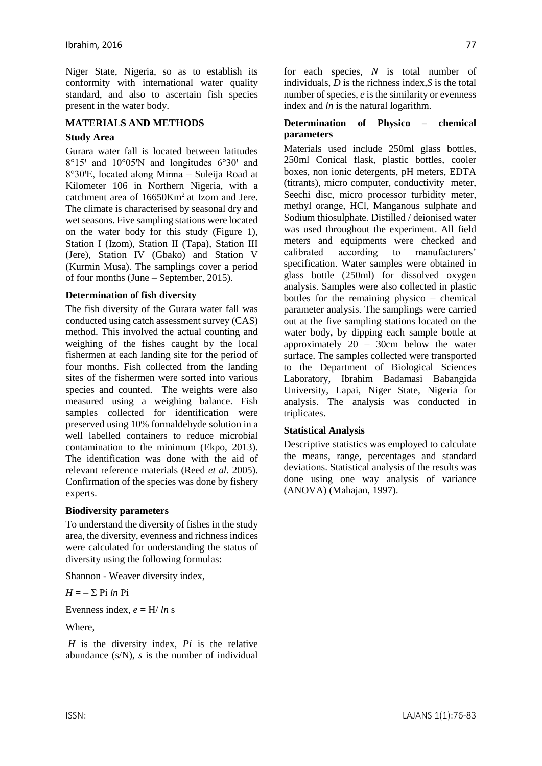Niger State, Nigeria, so as to establish its conformity with international water quality standard, and also to ascertain fish species present in the water body.

## MATERIALS AND METHODS

### Study Area

Gurara water fall is located between latitudes 8°15' and 10°05'N and longitudes 6°30' and 8°30'E, located along Minna – Suleija Road at Kilometer 106 in Northern Nigeria, with a catchment area of 16650Km$^2$ at Izom and Jere. The climate is characterised by seasonal dry and wet seasons. Five sampling stations were located on the water body for this study (Figure 1), Station I (Izom), Station II (Tapa), Station III (Jere), Station IV (Gbako) and Station V (Kurmin Musa). The samplings cover a period of four months (June – September, 2015).

### Determination of fish diversity

The fish diversity of the Gurara water fall was conducted using catch assessment survey (CAS) method. This involved the actual counting and weighing of the fishes caught by the local fishermen at each landing site for the period of four months. Fish collected from the landing sites of the fishermen were sorted into various species and counted. The weights were also measured using a weighing balance. Fish samples collected for identification were preserved using 10% formaldehyde solution in a well labelled containers to reduce microbial contamination to the minimum (Ekpo, 2013). The identification was done with the aid of relevant reference materials (Reed *et al.* 2005). Confirmation of the species was done by fishery experts.

### Biodiversity parameters

To understand the diversity of fishes in the study area, the diversity, evenness and richness indices were calculated for understanding the status of diversity using the following formulas:

Shannon - Weaver diversity index,

$H = -\Sigma \text{ Pi } ln \text{ Pi}$

Evenness index, $e = \text{H}/ ln \text{ s}$

Where,

$H$ is the diversity index, $Pi$ is the relative abundance (s/N), $s$ is the number of individual for each species, $N$ is total number of individuals, $D$ is the richness index, $S$ is the total number of species, $e$ is the similarity or evenness index and $ln$ is the natural logarithm.

### Determination of Physico – chemical parameters

Materials used include 250ml glass bottles, 250ml Conical flask, plastic bottles, cooler boxes, non ionic detergents, pH meters, EDTA (titrants), micro computer, conductivity meter, Seechi disc, micro processor turbidity meter, methyl orange, HCl, Manganous sulphate and Sodium thiosulphate. Distilled / deionised water was used throughout the experiment. All field meters and equipments were checked and calibrated according to manufacturers' specification. Water samples were obtained in glass bottle (250ml) for dissolved oxygen analysis. Samples were also collected in plastic bottles for the remaining physico – chemical parameter analysis. The samplings were carried out at the five sampling stations located on the water body, by dipping each sample bottle at approximately 20 – 30cm below the water surface. The samples collected were transported to the Department of Biological Sciences Laboratory, Ibrahim Badamasi Babangida University, Lapai, Niger State, Nigeria for analysis. The analysis was conducted in triplicates.

### Statistical Analysis

Descriptive statistics was employed to calculate the means, range, percentages and standard deviations. Statistical analysis of the results was done using one way analysis of variance (ANOVA) (Mahajan, 1997).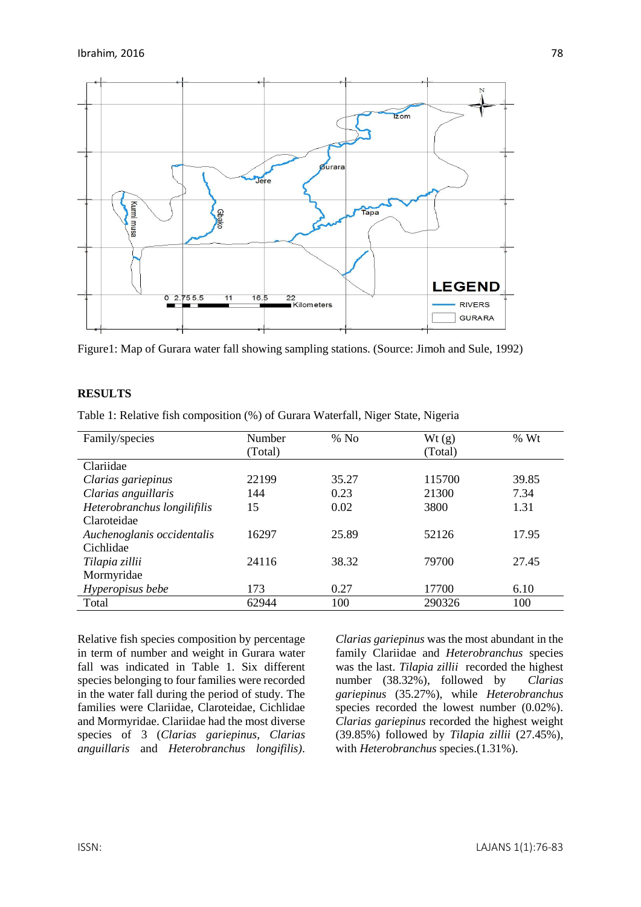Figure1: Map of Gurara water fall showing sampling stations. (Source: Jimoh and Sule, 1992)

## RESULTS

Table 1: Relative fish composition (%) of Gurara Waterfall, Niger State, Nigeria

| Family/species | Number (Total) | % No | Wt (g) (Total) | % Wt |
|---|---|---|---|---|
| Clariidae | | | | |
| *Clarias gariepinus* | 22199 | 35.27 | 115700 | 39.85 |
| *Clarias anguillaris* | 144 | 0.23 | 21300 | 7.34 |
| *Heterobranchus longilifilis* | 15 | 0.02 | 3800 | 1.31 |
| Claroteidae | | | | |
| *Auchenoglanis occidentalis* | 16297 | 25.89 | 52126 | 17.95 |
| Cichlidae | | | | |
| *Tilapia zillii* | 24116 | 38.32 | 79700 | 27.45 |
| Mormyridae | | | | |
| *Hyperopisus bebe* | 173 | 0.27 | 17700 | 6.10 |
| Total | 62944 | 100 | 290326 | 100 |

Relative fish species composition by percentage in term of number and weight in Gurara water fall was indicated in Table 1. Six different species belonging to four families were recorded in the water fall during the period of study. The families were Clariidae, Claroteidae, Cichlidae and Mormyridae. Clariidae had the most diverse species of 3 (*Clarias gariepinus*, *Clarias anguillaris* and *Heterobranchus longifilis*). *Clarias gariepinus* was the most abundant in the family Clariidae and *Heterobranchus* species was the last. *Tilapia zillii* recorded the highest number (38.32%), followed by *Clarias gariepinus* (35.27%), while *Heterobranchus* species recorded the lowest number (0.02%). *Clarias gariepinus* recorded the highest weight (39.85%) followed by *Tilapia zillii* (27.45%), with *Heterobranchus* species.(1.31%).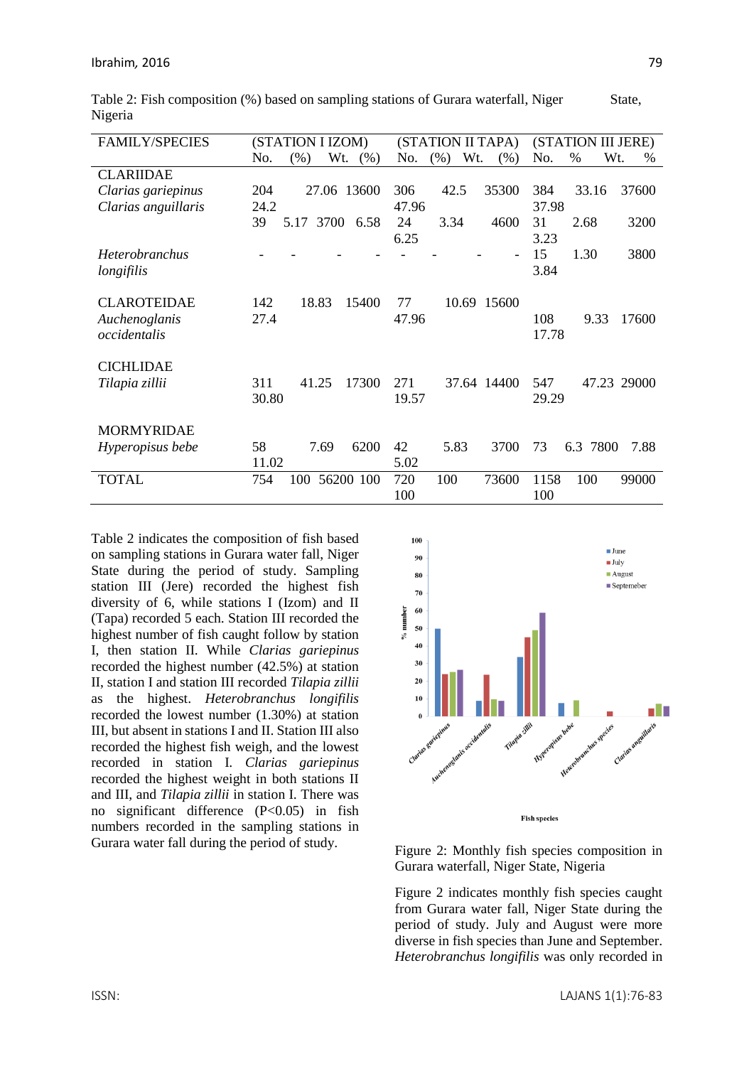Table 2: Fish composition (%) based on sampling stations of Gurara waterfall, Niger State, Nigeria

| FAMILY/SPECIES | (STATION I IZOM) | | | | (STATION II TAPA) | | | | (STATION III JERE) | | | |
|---|---|---|---|---|---|---|---|---|---|---|---|---|
| | No. | (%) | Wt. | (%) | No. | (%) | Wt. | (%) | No. | % | Wt. | % |
| CLARIIDAE | | | | | | | | | | | | |
| *Clarias gariepinus* | 204 | 27.06 | 13600 | 24.2 | 306 | 42.5 | 35300 | 47.96 | 384 | 33.16 | 37600 | 37.98 |
| *Clarias anguillaris* | 39 | 5.17 | 3700 | 6.58 | 24 | 3.34 | 4600 | 6.25 | 31 | 2.68 | 3200 | 3.23 |
| *Heterobranchus longifilis* | - | - | - | - | - | - | - | - | 15 | 1.30 | 3800 | 3.84 |
| CLAROTEIDAE | | | | | | | | | | | | |
| *Auchenoglanis occidentalis* | 142 | 18.83 | 15400 | 27.4 | 77 | 10.69 | 15600 | 47.96 | 108 | 9.33 | 17600 | 17.78 |
| CICHLIDAE | | | | | | | | | | | | |
| *Tilapia zillii* | 311 | 41.25 | 17300 | 30.80 | 271 | 37.64 | 14400 | 19.57 | 547 | 47.23 | 29000 | 29.29 |
| MORMYRIDAE | | | | | | | | | | | | |
| *Hyperopisus bebe* | 58 | 7.69 | 6200 | 11.02 | 42 | 5.83 | 3700 | 5.02 | 73 | 6.3 | 7800 | 7.88 |
| TOTAL | 754 | 100 | 56200 | 100 | 720 | 100 | 73600 | 100 | 1158 | 100 | 99000 | 100 |

Table 2 indicates the composition of fish based on sampling stations in Gurara water fall, Niger State during the period of study. Sampling station III (Jere) recorded the highest fish diversity of 6, while stations I (Izom) and II (Tapa) recorded 5 each. Station III recorded the highest number of fish caught follow by station I, then station II. While *Clarias gariepinus* recorded the highest number (42.5%) at station II, station I and station III recorded *Tilapia zillii* as the highest. *Heterobranchus longifilis* recorded the lowest number (1.30%) at station III, but absent in stations I and II. Station III also recorded the highest fish weigh, and the lowest recorded in station I. *Clarias gariepinus* recorded the highest weight in both stations II and III, and *Tilapia zillii* in station I. There was no significant difference (P<0.05) in fish numbers recorded in the sampling stations in Gurara water fall during the period of study.

Figure 2: Monthly fish species composition in Gurara waterfall, Niger State, Nigeria

Figure 2 indicates monthly fish species caught from Gurara water fall, Niger State during the period of study. July and August were more diverse in fish species than June and September. *Heterobranchus longifilis* was only recorded in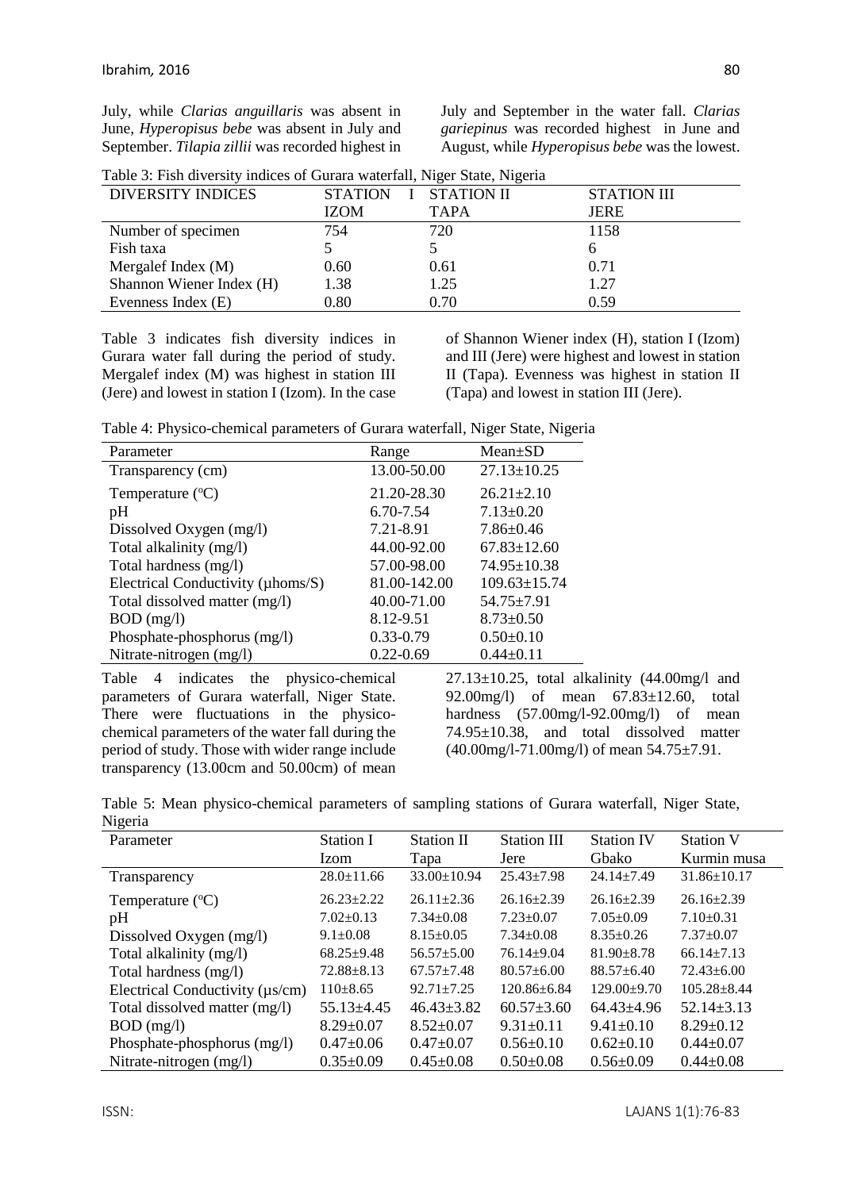July, while *Clarias anguillaris* was absent in June, *Hyperopisus bebe* was absent in July and September. *Tilapia zillii* was recorded highest in July and September in the water fall. *Clarias gariepinus* was recorded highest in June and August, while *Hyperopisus bebe* was the lowest.

Table 3: Fish diversity indices of Gurara waterfall, Niger State, Nigeria

| DIVERSITY INDICES | STATION I IZOM | STATION II TAPA | STATION III JERE |
|---|---|---|---|
| Number of specimen | 754 | 720 | 1158 |
| Fish taxa | 5 | 5 | 6 |
| Mergalef Index (M) | 0.60 | 0.61 | 0.71 |
| Shannon Wiener Index (H) | 1.38 | 1.25 | 1.27 |
| Evenness Index (E) | 0.80 | 0.70 | 0.59 |

Table 3 indicates fish diversity indices in Gurara water fall during the period of study. Mergalef index (M) was highest in station III (Jere) and lowest in station I (Izom). In the case of Shannon Wiener index (H), station I (Izom) and III (Jere) were highest and lowest in station II (Tapa). Evenness was highest in station II (Tapa) and lowest in station III (Jere).

Table 4: Physico-chemical parameters of Gurara waterfall, Niger State, Nigeria

| Parameter | Range | Mean±SD |
|---|---|---|
| Transparency (cm) | 13.00-50.00 | 27.13±10.25 |
| Temperature (°C) | 21.20-28.30 | 26.21±2.10 |
| pH | 6.70-7.54 | 7.13±0.20 |
| Dissolved Oxygen (mg/l) | 7.21-8.91 | 7.86±0.46 |
| Total alkalinity (mg/l) | 44.00-92.00 | 67.83±12.60 |
| Total hardness (mg/l) | 57.00-98.00 | 74.95±10.38 |
| Electrical Conductivity (µhoms/S) | 81.00-142.00 | 109.63±15.74 |
| Total dissolved matter (mg/l) | 40.00-71.00 | 54.75±7.91 |
| BOD (mg/l) | 8.12-9.51 | 8.73±0.50 |
| Phosphate-phosphorus (mg/l) | 0.33-0.79 | 0.50±0.10 |
| Nitrate-nitrogen (mg/l) | 0.22-0.69 | 0.44±0.11 |

Table 4 indicates the physico-chemical parameters of Gurara waterfall, Niger State. There were fluctuations in the physico-chemical parameters of the water fall during the period of study. Those with wider range include transparency (13.00cm and 50.00cm) of mean 27.13±10.25, total alkalinity (44.00mg/l and 92.00mg/l) of mean 67.83±12.60, total hardness (57.00mg/l-92.00mg/l) of mean 74.95±10.38, and total dissolved matter (40.00mg/l-71.00mg/l) of mean 54.75±7.91.

Table 5: Mean physico-chemical parameters of sampling stations of Gurara waterfall, Niger State, Nigeria

| Parameter | Station I Izom | Station II Tapa | Station III Jere | Station IV Gbako | Station V Kurmin musa |
|---|---|---|---|---|---|
| Transparency | 28.0±11.66 | 33.00±10.94 | 25.43±7.98 | 24.14±7.49 | 31.86±10.17 |
| Temperature (°C) | 26.23±2.22 | 26.11±2.36 | 26.16±2.39 | 26.16±2.39 | 26.16±2.39 |
| pH | 7.02±0.13 | 7.34±0.08 | 7.23±0.07 | 7.05±0.09 | 7.10±0.31 |
| Dissolved Oxygen (mg/l) | 9.1±0.08 | 8.15±0.05 | 7.34±0.08 | 8.35±0.26 | 7.37±0.07 |
| Total alkalinity (mg/l) | 68.25±9.48 | 56.57±5.00 | 76.14±9.04 | 81.90±8.78 | 66.14±7.13 |
| Total hardness (mg/l) | 72.88±8.13 | 67.57±7.48 | 80.57±6.00 | 88.57±6.40 | 72.43±6.00 |
| Electrical Conductivity (µs/cm) | 110±8.65 | 92.71±7.25 | 120.86±6.84 | 129.00±9.70 | 105.28±8.44 |
| Total dissolved matter (mg/l) | 55.13±4.45 | 46.43±3.82 | 60.57±3.60 | 64.43±4.96 | 52.14±3.13 |
| BOD (mg/l) | 8.29±0.07 | 8.52±0.07 | 9.31±0.11 | 9.41±0.10 | 8.29±0.12 |
| Phosphate-phosphorus (mg/l) | 0.47±0.06 | 0.47±0.07 | 0.56±0.10 | 0.62±0.10 | 0.44±0.07 |
| Nitrate-nitrogen (mg/l) | 0.35±0.09 | 0.45±0.08 | 0.50±0.08 | 0.56±0.09 | 0.44±0.08 |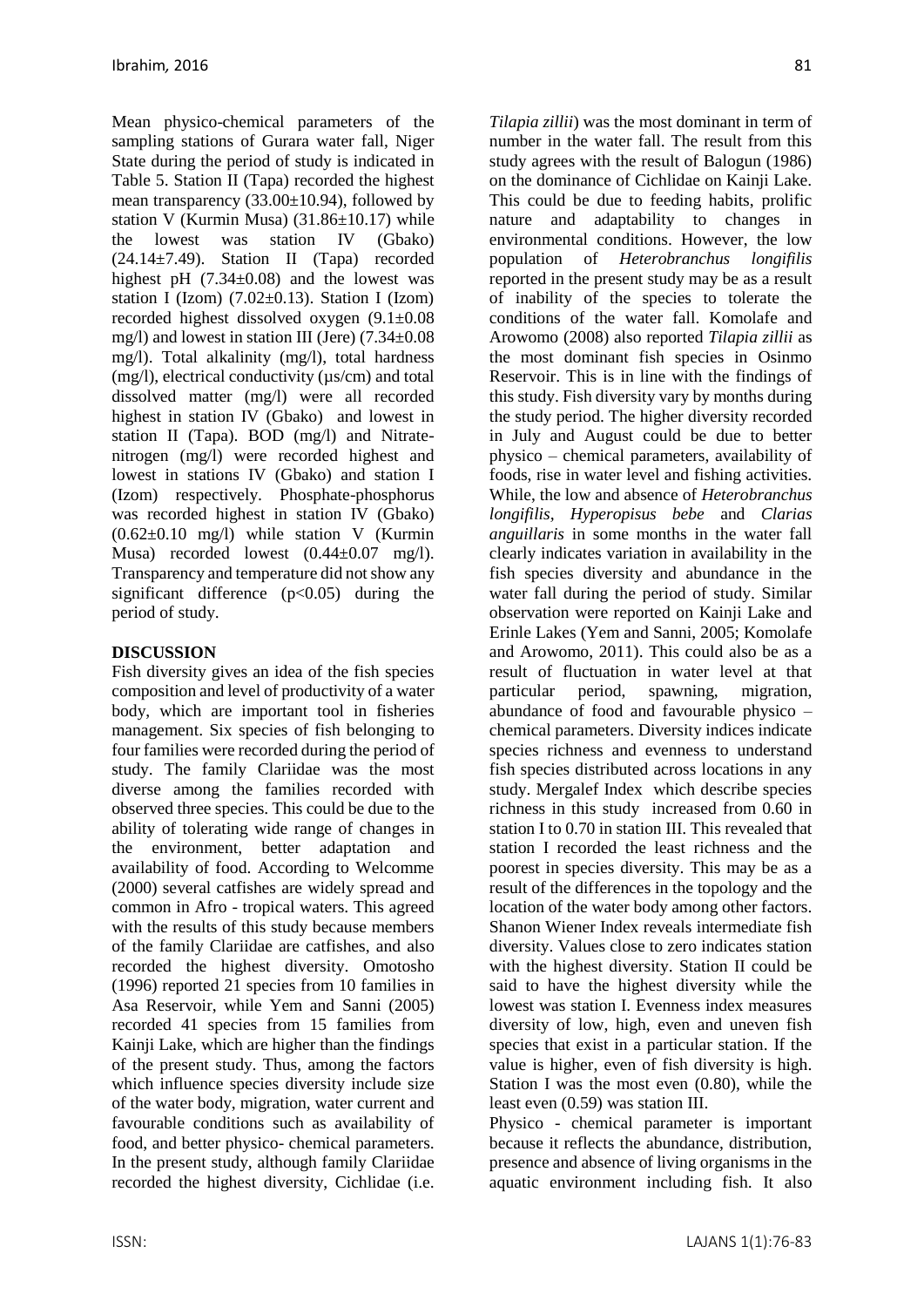Mean physico-chemical parameters of the sampling stations of Gurara water fall, Niger State during the period of study is indicated in Table 5. Station II (Tapa) recorded the highest mean transparency (33.00±10.94), followed by station V (Kurmin Musa) (31.86±10.17) while the lowest was station IV (Gbako) (24.14±7.49). Station II (Tapa) recorded highest pH (7.34±0.08) and the lowest was station I (Izom) (7.02±0.13). Station I (Izom) recorded highest dissolved oxygen (9.1±0.08 mg/l) and lowest in station III (Jere) (7.34±0.08 mg/l). Total alkalinity (mg/l), total hardness (mg/l), electrical conductivity (µs/cm) and total dissolved matter (mg/l) were all recorded highest in station IV (Gbako) and lowest in station II (Tapa). BOD (mg/l) and Nitrate-nitrogen (mg/l) were recorded highest and lowest in stations IV (Gbako) and station I (Izom) respectively. Phosphate-phosphorus was recorded highest in station IV (Gbako) (0.62±0.10 mg/l) while station V (Kurmin Musa) recorded lowest (0.44±0.07 mg/l). Transparency and temperature did not show any significant difference ($p<0.05$) during the period of study.

## DISCUSSION

Fish diversity gives an idea of the fish species composition and level of productivity of a water body, which are important tool in fisheries management. Six species of fish belonging to four families were recorded during the period of study. The family Clariidae was the most diverse among the families recorded with observed three species. This could be due to the ability of tolerating wide range of changes in the environment, better adaptation and availability of food. According to Welcomme (2000) several catfishes are widely spread and common in Afro - tropical waters. This agreed with the results of this study because members of the family Clariidae are catfishes, and also recorded the highest diversity. Omotosho (1996) reported 21 species from 10 families in Asa Reservoir, while Yem and Sanni (2005) recorded 41 species from 15 families from Kainji Lake, which are higher than the findings of the present study. Thus, among the factors which influence species diversity include size of the water body, migration, water current and favourable conditions such as availability of food, and better physico- chemical parameters. In the present study, although family Clariidae recorded the highest diversity, Cichlidae (i.e. *Tilapia zillii*) was the most dominant in term of number in the water fall. The result from this study agrees with the result of Balogun (1986) on the dominance of Cichlidae on Kainji Lake. This could be due to feeding habits, prolific nature and adaptability to changes in environmental conditions. However, the low population of *Heterobranchus longifilis* reported in the present study may be as a result of inability of the species to tolerate the conditions of the water fall. Komolafe and Arowomo (2008) also reported *Tilapia zillii* as the most dominant fish species in Osinmo Reservoir. This is in line with the findings of this study. Fish diversity vary by months during the study period. The higher diversity recorded in July and August could be due to better physico – chemical parameters, availability of foods, rise in water level and fishing activities. While, the low and absence of *Heterobranchus longifilis*, *Hyperopisus bebe* and *Clarias anguillaris* in some months in the water fall clearly indicates variation in availability in the fish species diversity and abundance in the water fall during the period of study. Similar observation were reported on Kainji Lake and Erinle Lakes (Yem and Sanni, 2005; Komolafe and Arowomo, 2011). This could also be as a result of fluctuation in water level at that particular period, spawning, migration, abundance of food and favourable physico – chemical parameters. Diversity indices indicate species richness and evenness to understand fish species distributed across locations in any study. Mergalef Index which describe species richness in this study increased from 0.60 in station I to 0.70 in station III. This revealed that station I recorded the least richness and the poorest in species diversity. This may be as a result of the differences in the topology and the location of the water body among other factors. Shanon Wiener Index reveals intermediate fish diversity. Values close to zero indicates station with the highest diversity. Station II could be said to have the highest diversity while the lowest was station I. Evenness index measures diversity of low, high, even and uneven fish species that exist in a particular station. If the value is higher, even of fish diversity is high. Station I was the most even (0.80), while the least even (0.59) was station III.

Physico - chemical parameter is important because it reflects the abundance, distribution, presence and absence of living organisms in the aquatic environment including fish. It also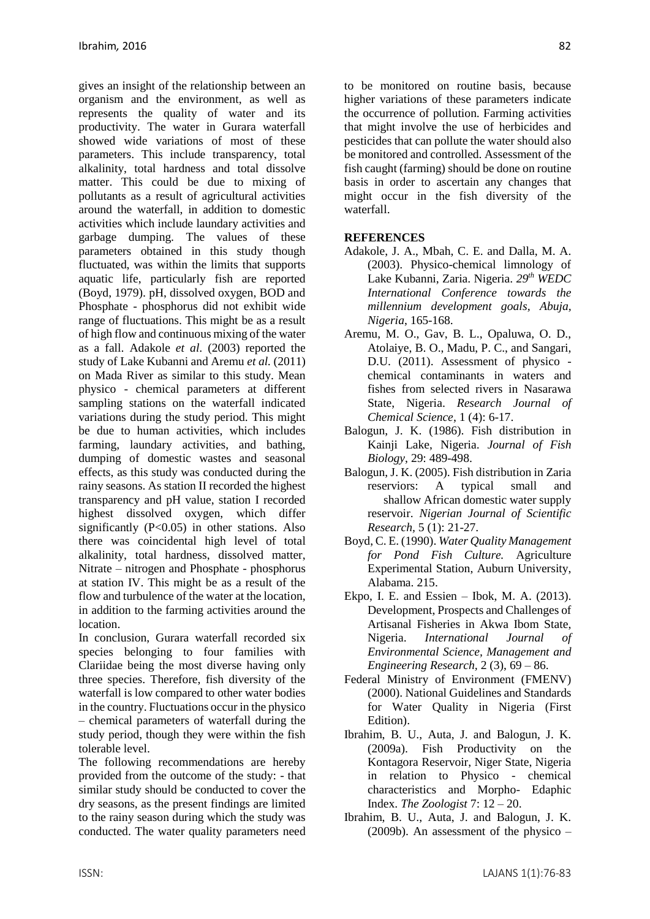gives an insight of the relationship between an organism and the environment, as well as represents the quality of water and its productivity. The water in Gurara waterfall showed wide variations of most of these parameters. This include transparency, total alkalinity, total hardness and total dissolve matter. This could be due to mixing of pollutants as a result of agricultural activities around the waterfall, in addition to domestic activities which include laundary activities and garbage dumping. The values of these parameters obtained in this study though fluctuated, was within the limits that supports aquatic life, particularly fish are reported (Boyd, 1979). pH, dissolved oxygen, BOD and Phosphate - phosphorus did not exhibit wide range of fluctuations. This might be as a result of high flow and continuous mixing of the water as a fall. Adakole *et al.* (2003) reported the study of Lake Kubanni and Aremu *et al.* (2011) on Mada River as similar to this study. Mean physico - chemical parameters at different sampling stations on the waterfall indicated variations during the study period. This might be due to human activities, which includes farming, laundary activities, and bathing, dumping of domestic wastes and seasonal effects, as this study was conducted during the rainy seasons. As station II recorded the highest transparency and pH value, station I recorded highest dissolved oxygen, which differ significantly ($P<0.05$) in other stations. Also there was coincidental high level of total alkalinity, total hardness, dissolved matter, Nitrate – nitrogen and Phosphate - phosphorus at station IV. This might be as a result of the flow and turbulence of the water at the location, in addition to the farming activities around the location.

In conclusion, Gurara waterfall recorded six species belonging to four families with Clariidae being the most diverse having only three species. Therefore, fish diversity of the waterfall is low compared to other water bodies in the country. Fluctuations occur in the physico – chemical parameters of waterfall during the study period, though they were within the fish tolerable level.

The following recommendations are hereby provided from the outcome of the study: - that similar study should be conducted to cover the dry seasons, as the present findings are limited to the rainy season during which the study was conducted. The water quality parameters need to be monitored on routine basis, because higher variations of these parameters indicate the occurrence of pollution. Farming activities that might involve the use of herbicides and pesticides that can pollute the water should also be monitored and controlled. Assessment of the fish caught (farming) should be done on routine basis in order to ascertain any changes that might occur in the fish diversity of the waterfall.

## REFERENCES

Adakole, J. A., Mbah, C. E. and Dalla, M. A. (2003). Physico-chemical limnology of Lake Kubanni, Zaria. Nigeria. *29th WEDC International Conference towards the millennium development goals, Abuja, Nigeria*, 165-168.

Aremu, M. O., Gav, B. L., Opaluwa, O. D., Atolaiye, B. O., Madu, P. C., and Sangari, D.U. (2011). Assessment of physico - chemical contaminants in waters and fishes from selected rivers in Nasarawa State, Nigeria. *Research Journal of Chemical Science*, 1 (4): 6-17.

Balogun, J. K. (1986). Fish distribution in Kainji Lake, Nigeria. *Journal of Fish Biology*, 29: 489-498.

Balogun, J. K. (2005). Fish distribution in Zaria reserviors: A typical small and shallow African domestic water supply reservoir. *Nigerian Journal of Scientific Research*, 5 (1): 21-27.

Boyd, C. E. (1990). *Water Quality Management for Pond Fish Culture.* Agriculture Experimental Station, Auburn University, Alabama. 215.

Ekpo, I. E. and Essien – Ibok, M. A. (2013). Development, Prospects and Challenges of Artisanal Fisheries in Akwa Ibom State, Nigeria. *International Journal of Environmental Science, Management and Engineering Research*, 2 (3), 69 – 86.

Federal Ministry of Environment (FMENV) (2000). National Guidelines and Standards for Water Quality in Nigeria (First Edition).

Ibrahim, B. U., Auta, J. and Balogun, J. K. (2009a). Fish Productivity on the Kontagora Reservoir, Niger State, Nigeria in relation to Physico - chemical characteristics and Morpho- Edaphic Index. *The Zoologist* 7: 12 – 20.

Ibrahim, B. U., Auta, J. and Balogun, J. K. (2009b). An assessment of the physico –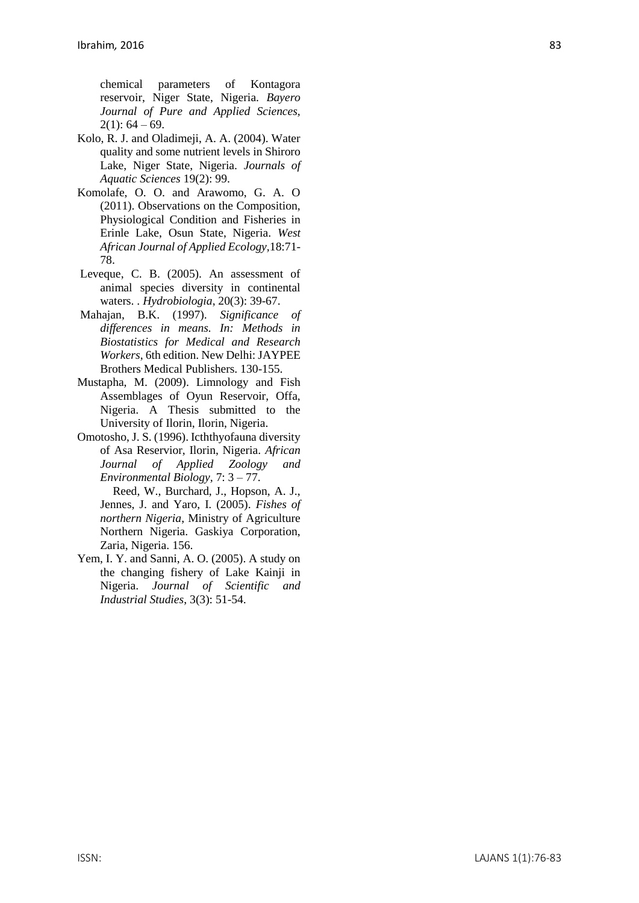chemical parameters of Kontagora reservoir, Niger State, Nigeria. *Bayero Journal of Pure and Applied Sciences*, 2(1): 64 – 69.

Kolo, R. J. and Oladimeji, A. A. (2004). Water quality and some nutrient levels in Shiroro Lake, Niger State, Nigeria. *Journals of Aquatic Sciences* 19(2): 99.

Komolafe, O. O. and Arawomo, G. A. O (2011). Observations on the Composition, Physiological Condition and Fisheries in Erinle Lake, Osun State, Nigeria. *West African Journal of Applied Ecology*,18:71-78.

Leveque, C. B. (2005). An assessment of animal species diversity in continental waters. . *Hydrobiologia*, 20(3): 39-67.

Mahajan, B.K. (1997). *Significance of differences in means. In: Methods in Biostatistics for Medical and Research Workers*, 6th edition. New Delhi: JAYPEE Brothers Medical Publishers. 130-155.

Mustapha, M. (2009). Limnology and Fish Assemblages of Oyun Reservoir, Offa, Nigeria. A Thesis submitted to the University of Ilorin, Ilorin, Nigeria.

Omotosho, J. S. (1996). Icththyofauna diversity of Asa Reservior, Ilorin, Nigeria. *African Journal of Applied Zoology and Environmental Biology*, 7: 3 – 77.

Reed, W., Burchard, J., Hopson, A. J., Jennes, J. and Yaro, I. (2005). *Fishes of northern Nigeria*, Ministry of Agriculture Northern Nigeria. Gaskiya Corporation, Zaria, Nigeria. 156.

Yem, I. Y. and Sanni, A. O. (2005). A study on the changing fishery of Lake Kainji in Nigeria. *Journal of Scientific and Industrial Studies*, 3(3): 51-54.